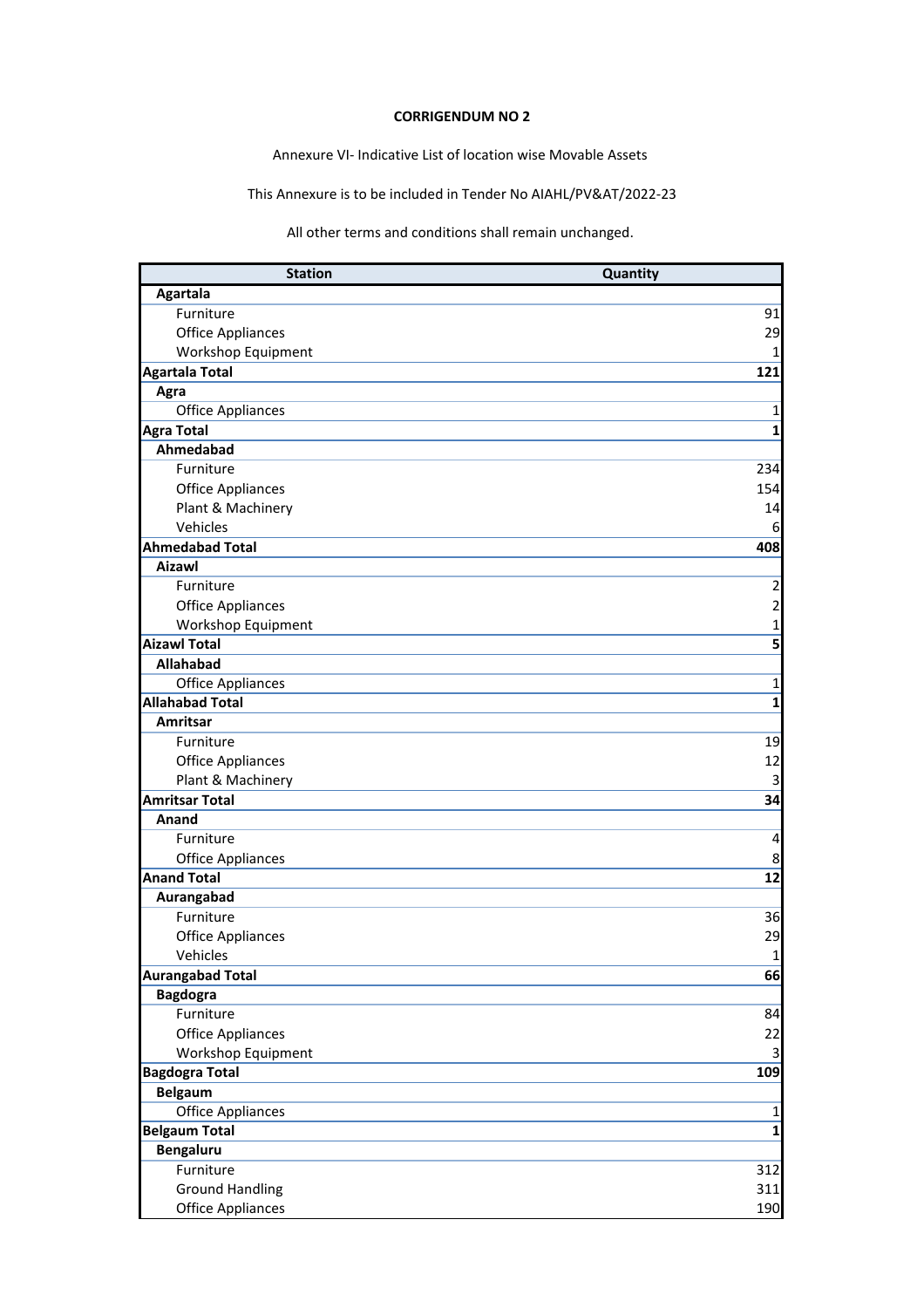**CORRIGENDUM NO 2**

Annexure VI- Indicative List of location wise Movable Assets

This Annexure is to be included in Tender No AIAHL/PV&AT/2022-23

All other terms and conditions shall remain unchanged.

| Station | Quantity |
|---|---|
| **Agartala** | |
| Furniture | 91 |
| Office Appliances | 29 |
| Workshop Equipment | 1 |
| **Agartala Total** | **121** |
| **Agra** | |
| Office Appliances | 1 |
| **Agra Total** | **1** |
| **Ahmedabad** | |
| Furniture | 234 |
| Office Appliances | 154 |
| Plant & Machinery | 14 |
| Vehicles | 6 |
| **Ahmedabad Total** | **408** |
| **Aizawl** | |
| Furniture | 2 |
| Office Appliances | 2 |
| Workshop Equipment | 1 |
| **Aizawl Total** | **5** |
| **Allahabad** | |
| Office Appliances | 1 |
| **Allahabad Total** | **1** |
| **Amritsar** | |
| Furniture | 19 |
| Office Appliances | 12 |
| Plant & Machinery | 3 |
| **Amritsar Total** | **34** |
| **Anand** | |
| Furniture | 4 |
| Office Appliances | 8 |
| **Anand Total** | **12** |
| **Aurangabad** | |
| Furniture | 36 |
| Office Appliances | 29 |
| Vehicles | 1 |
| **Aurangabad Total** | **66** |
| **Bagdogra** | |
| Furniture | 84 |
| Office Appliances | 22 |
| Workshop Equipment | 3 |
| **Bagdogra Total** | **109** |
| **Belgaum** | |
| Office Appliances | 1 |
| **Belgaum Total** | **1** |
| **Bengaluru** | |
| Furniture | 312 |
| Ground Handling | 311 |
| Office Appliances | 190 |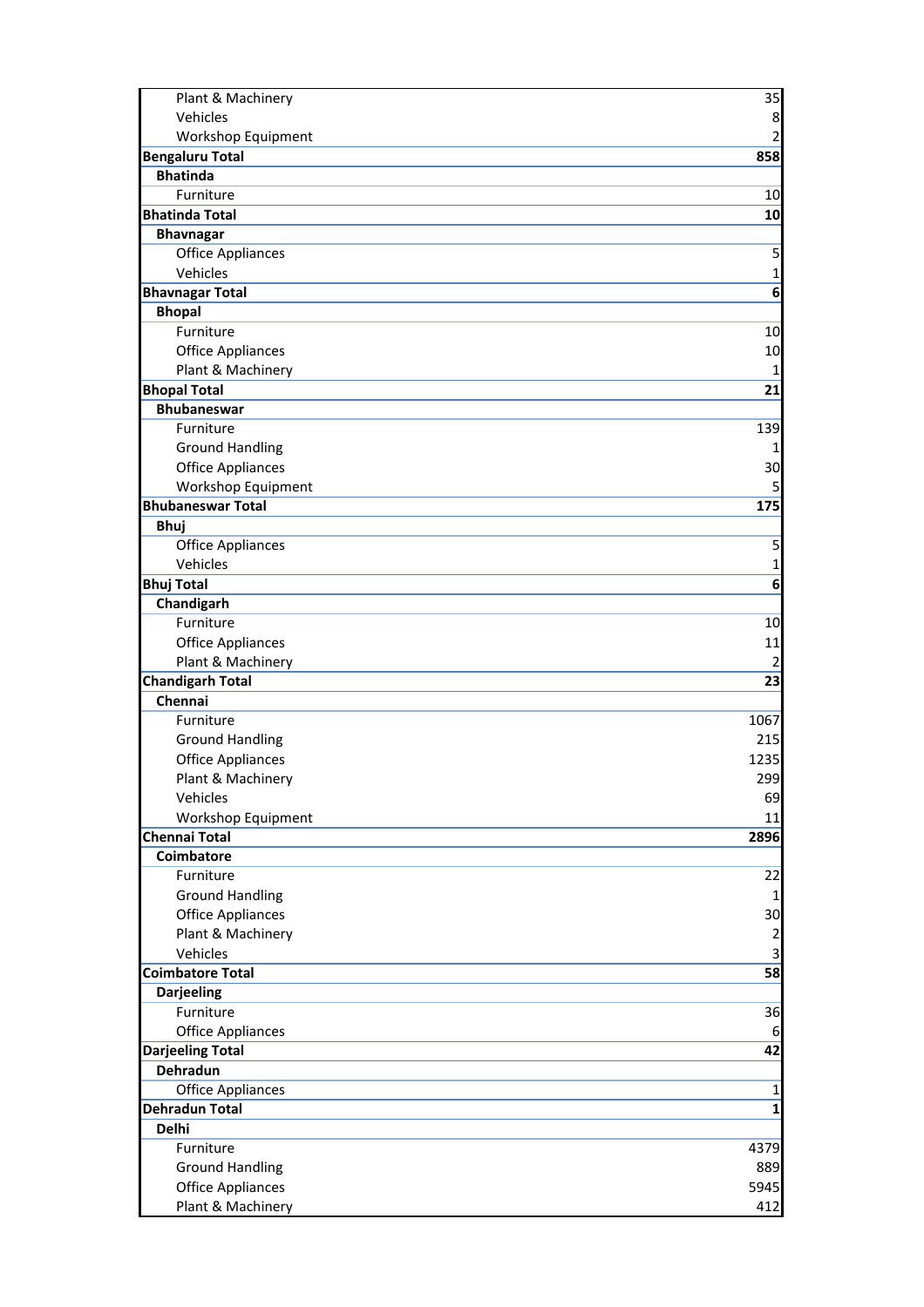| | |
|---|---|
| Plant & Machinery | 35 |
| Vehicles | 8 |
| Workshop Equipment | 2 |
| **Bengaluru Total** | **858** |
| **Bhatinda** | |
| Furniture | 10 |
| **Bhatinda Total** | **10** |
| **Bhavnagar** | |
| Office Appliances | 5 |
| Vehicles | 1 |
| **Bhavnagar Total** | **6** |
| **Bhopal** | |
| Furniture | 10 |
| Office Appliances | 10 |
| Plant & Machinery | 1 |
| **Bhopal Total** | **21** |
| **Bhubaneswar** | |
| Furniture | 139 |
| Ground Handling | 1 |
| Office Appliances | 30 |
| Workshop Equipment | 5 |
| **Bhubaneswar Total** | **175** |
| **Bhuj** | |
| Office Appliances | 5 |
| Vehicles | 1 |
| **Bhuj Total** | **6** |
| **Chandigarh** | |
| Furniture | 10 |
| Office Appliances | 11 |
| Plant & Machinery | 2 |
| **Chandigarh Total** | **23** |
| **Chennai** | |
| Furniture | 1067 |
| Ground Handling | 215 |
| Office Appliances | 1235 |
| Plant & Machinery | 299 |
| Vehicles | 69 |
| Workshop Equipment | 11 |
| **Chennai Total** | **2896** |
| **Coimbatore** | |
| Furniture | 22 |
| Ground Handling | 1 |
| Office Appliances | 30 |
| Plant & Machinery | 2 |
| Vehicles | 3 |
| **Coimbatore Total** | **58** |
| **Darjeeling** | |
| Furniture | 36 |
| Office Appliances | 6 |
| **Darjeeling Total** | **42** |
| **Dehradun** | |
| Office Appliances | 1 |
| **Dehradun Total** | **1** |
| **Delhi** | |
| Furniture | 4379 |
| Ground Handling | 889 |
| Office Appliances | 5945 |
| Plant & Machinery | 412 |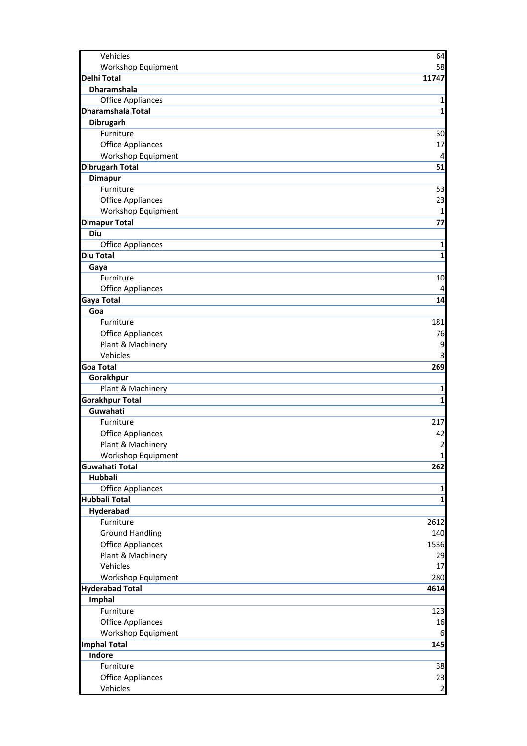| | |
|---|---|
| Vehicles | 64 |
| Workshop Equipment | 58 |
| **Delhi Total** | **11747** |
| **Dharamshala** | |
| Office Appliances | 1 |
| **Dharamshala Total** | **1** |
| **Dibrugarh** | |
| Furniture | 30 |
| Office Appliances | 17 |
| Workshop Equipment | 4 |
| **Dibrugarh Total** | **51** |
| **Dimapur** | |
| Furniture | 53 |
| Office Appliances | 23 |
| Workshop Equipment | 1 |
| **Dimapur Total** | **77** |
| **Diu** | |
| Office Appliances | 1 |
| **Diu Total** | **1** |
| **Gaya** | |
| Furniture | 10 |
| Office Appliances | 4 |
| **Gaya Total** | **14** |
| **Goa** | |
| Furniture | 181 |
| Office Appliances | 76 |
| Plant & Machinery | 9 |
| Vehicles | 3 |
| **Goa Total** | **269** |
| **Gorakhpur** | |
| Plant & Machinery | 1 |
| **Gorakhpur Total** | **1** |
| **Guwahati** | |
| Furniture | 217 |
| Office Appliances | 42 |
| Plant & Machinery | 2 |
| Workshop Equipment | 1 |
| **Guwahati Total** | **262** |
| **Hubbali** | |
| Office Appliances | 1 |
| **Hubbali Total** | **1** |
| **Hyderabad** | |
| Furniture | 2612 |
| Ground Handling | 140 |
| Office Appliances | 1536 |
| Plant & Machinery | 29 |
| Vehicles | 17 |
| Workshop Equipment | 280 |
| **Hyderabad Total** | **4614** |
| **Imphal** | |
| Furniture | 123 |
| Office Appliances | 16 |
| Workshop Equipment | 6 |
| **Imphal Total** | **145** |
| **Indore** | |
| Furniture | 38 |
| Office Appliances | 23 |
| Vehicles | 2 |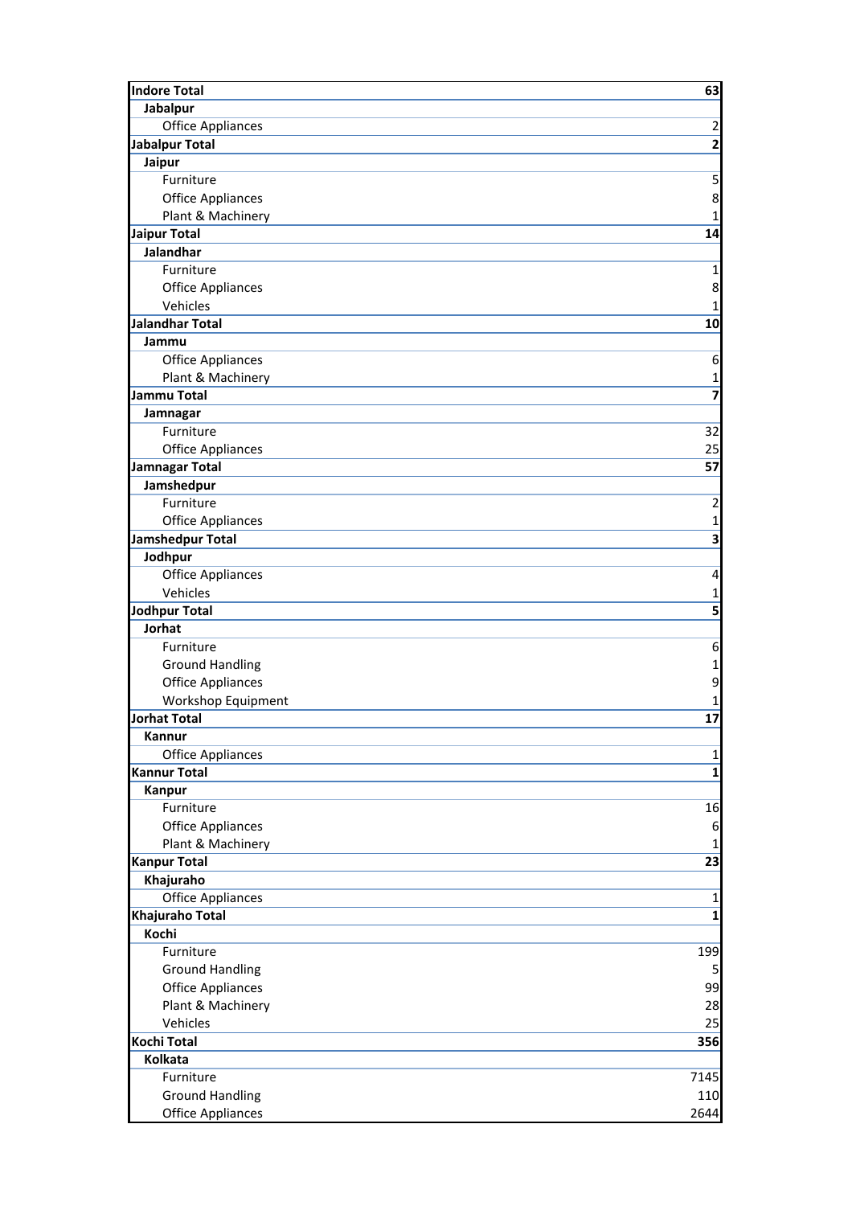| Indore Total | 63 |
|---|---|
| Jabalpur | |
| Office Appliances | 2 |
| Jabalpur Total | 2 |
| Jaipur | |
| Furniture | 5 |
| Office Appliances | 8 |
| Plant & Machinery | 1 |
| Jaipur Total | 14 |
| Jalandhar | |
| Furniture | 1 |
| Office Appliances | 8 |
| Vehicles | 1 |
| Jalandhar Total | 10 |
| Jammu | |
| Office Appliances | 6 |
| Plant & Machinery | 1 |
| Jammu Total | 7 |
| Jamnagar | |
| Furniture | 32 |
| Office Appliances | 25 |
| Jamnagar Total | 57 |
| Jamshedpur | |
| Furniture | 2 |
| Office Appliances | 1 |
| Jamshedpur Total | 3 |
| Jodhpur | |
| Office Appliances | 4 |
| Vehicles | 1 |
| Jodhpur Total | 5 |
| Jorhat | |
| Furniture | 6 |
| Ground Handling | 1 |
| Office Appliances | 9 |
| Workshop Equipment | 1 |
| Jorhat Total | 17 |
| Kannur | |
| Office Appliances | 1 |
| Kannur Total | 1 |
| Kanpur | |
| Furniture | 16 |
| Office Appliances | 6 |
| Plant & Machinery | 1 |
| Kanpur Total | 23 |
| Khajuraho | |
| Office Appliances | 1 |
| Khajuraho Total | 1 |
| Kochi | |
| Furniture | 199 |
| Ground Handling | 5 |
| Office Appliances | 99 |
| Plant & Machinery | 28 |
| Vehicles | 25 |
| Kochi Total | 356 |
| Kolkata | |
| Furniture | 7145 |
| Ground Handling | 110 |
| Office Appliances | 2644 |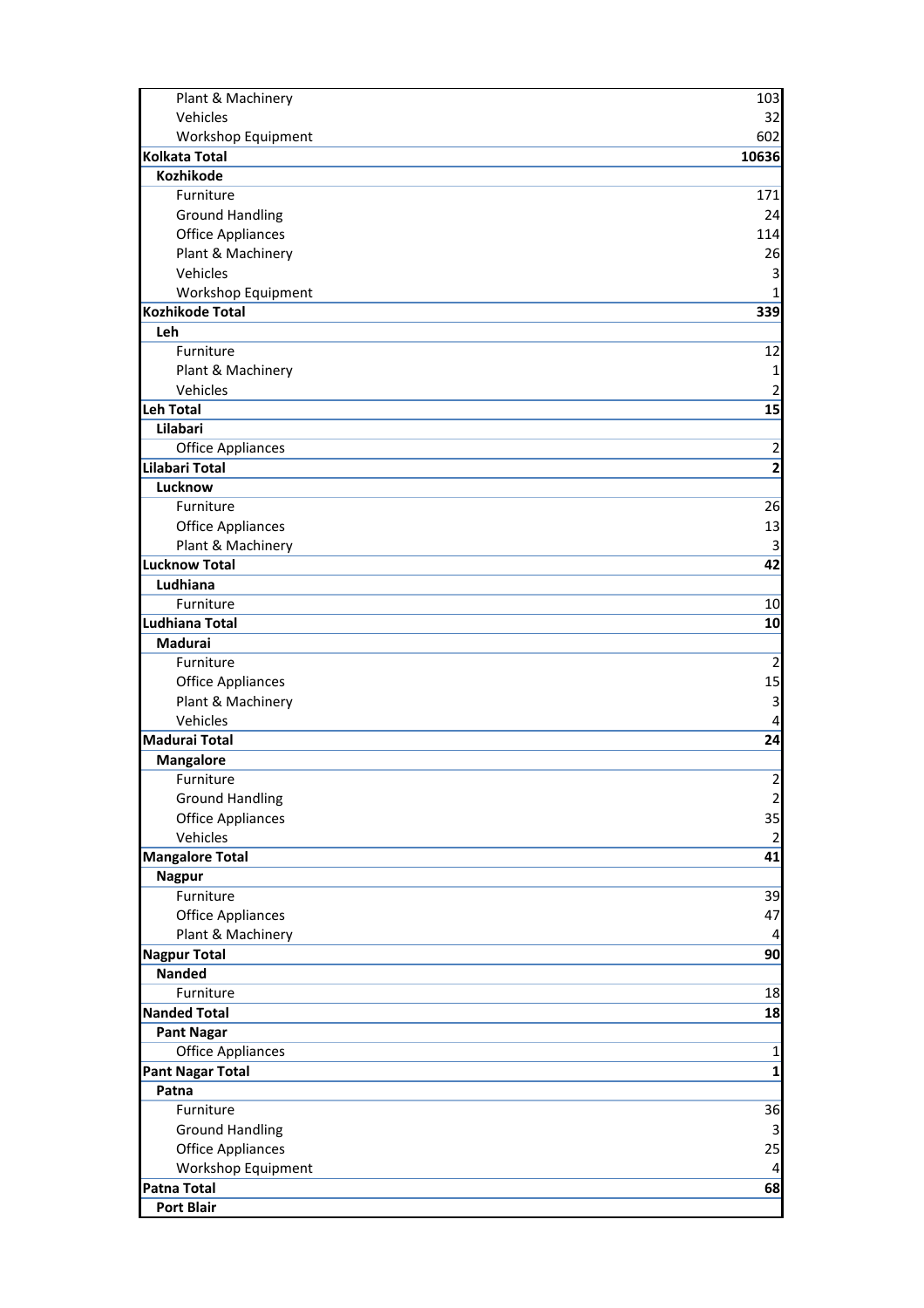| | |
|---|---|
| Plant & Machinery | 103 |
| Vehicles | 32 |
| Workshop Equipment | 602 |
| **Kolkata Total** | **10636** |
| **Kozhikode** | |
| Furniture | 171 |
| Ground Handling | 24 |
| Office Appliances | 114 |
| Plant & Machinery | 26 |
| Vehicles | 3 |
| Workshop Equipment | 1 |
| **Kozhikode Total** | **339** |
| **Leh** | |
| Furniture | 12 |
| Plant & Machinery | 1 |
| Vehicles | 2 |
| **Leh Total** | **15** |
| **Lilabari** | |
| Office Appliances | 2 |
| **Lilabari Total** | **2** |
| **Lucknow** | |
| Furniture | 26 |
| Office Appliances | 13 |
| Plant & Machinery | 3 |
| **Lucknow Total** | **42** |
| **Ludhiana** | |
| Furniture | 10 |
| **Ludhiana Total** | **10** |
| **Madurai** | |
| Furniture | 2 |
| Office Appliances | 15 |
| Plant & Machinery | 3 |
| Vehicles | 4 |
| **Madurai Total** | **24** |
| **Mangalore** | |
| Furniture | 2 |
| Ground Handling | 2 |
| Office Appliances | 35 |
| Vehicles | 2 |
| **Mangalore Total** | **41** |
| **Nagpur** | |
| Furniture | 39 |
| Office Appliances | 47 |
| Plant & Machinery | 4 |
| **Nagpur Total** | **90** |
| **Nanded** | |
| Furniture | 18 |
| **Nanded Total** | **18** |
| **Pant Nagar** | |
| Office Appliances | 1 |
| **Pant Nagar Total** | **1** |
| **Patna** | |
| Furniture | 36 |
| Ground Handling | 3 |
| Office Appliances | 25 |
| Workshop Equipment | 4 |
| **Patna Total** | **68** |
| **Port Blair** | |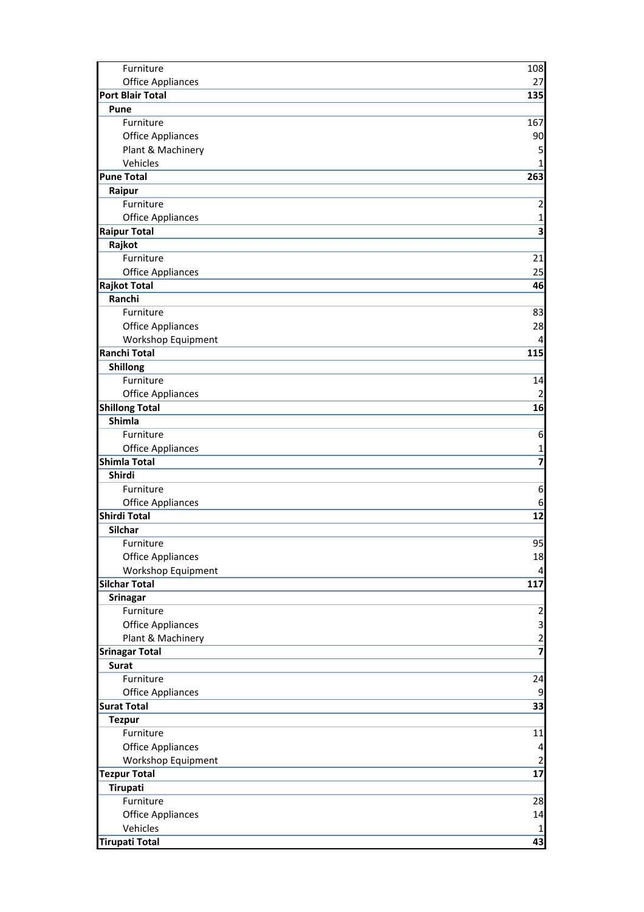| | |
|---|---|
| Furniture | 108 |
| Office Appliances | 27 |
| **Port Blair Total** | **135** |
| **Pune** | |
| Furniture | 167 |
| Office Appliances | 90 |
| Plant & Machinery | 5 |
| Vehicles | 1 |
| **Pune Total** | **263** |
| **Raipur** | |
| Furniture | 2 |
| Office Appliances | 1 |
| **Raipur Total** | **3** |
| **Rajkot** | |
| Furniture | 21 |
| Office Appliances | 25 |
| **Rajkot Total** | **46** |
| **Ranchi** | |
| Furniture | 83 |
| Office Appliances | 28 |
| Workshop Equipment | 4 |
| **Ranchi Total** | **115** |
| **Shillong** | |
| Furniture | 14 |
| Office Appliances | 2 |
| **Shillong Total** | **16** |
| **Shimla** | |
| Furniture | 6 |
| Office Appliances | 1 |
| **Shimla Total** | **7** |
| **Shirdi** | |
| Furniture | 6 |
| Office Appliances | 6 |
| **Shirdi Total** | **12** |
| **Silchar** | |
| Furniture | 95 |
| Office Appliances | 18 |
| Workshop Equipment | 4 |
| **Silchar Total** | **117** |
| **Srinagar** | |
| Furniture | 2 |
| Office Appliances | 3 |
| Plant & Machinery | 2 |
| **Srinagar Total** | **7** |
| **Surat** | |
| Furniture | 24 |
| Office Appliances | 9 |
| **Surat Total** | **33** |
| **Tezpur** | |
| Furniture | 11 |
| Office Appliances | 4 |
| Workshop Equipment | 2 |
| **Tezpur Total** | **17** |
| **Tirupati** | |
| Furniture | 28 |
| Office Appliances | 14 |
| Vehicles | 1 |
| **Tirupati Total** | **43** |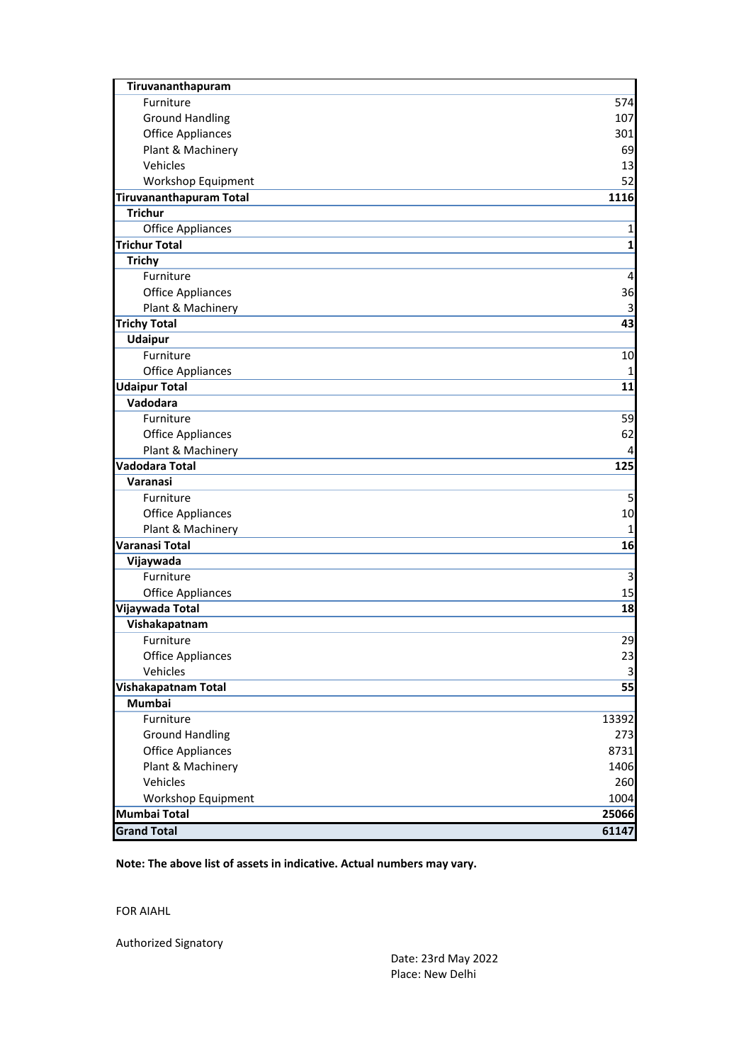| | |
|---|---|
| **Tiruvananthapuram** | |
| Furniture | 574 |
| Ground Handling | 107 |
| Office Appliances | 301 |
| Plant & Machinery | 69 |
| Vehicles | 13 |
| Workshop Equipment | 52 |
| **Tiruvananthapuram Total** | **1116** |
| **Trichur** | |
| Office Appliances | 1 |
| **Trichur Total** | **1** |
| **Trichy** | |
| Furniture | 4 |
| Office Appliances | 36 |
| Plant & Machinery | 3 |
| **Trichy Total** | **43** |
| **Udaipur** | |
| Furniture | 10 |
| Office Appliances | 1 |
| **Udaipur Total** | **11** |
| **Vadodara** | |
| Furniture | 59 |
| Office Appliances | 62 |
| Plant & Machinery | 4 |
| **Vadodara Total** | **125** |
| **Varanasi** | |
| Furniture | 5 |
| Office Appliances | 10 |
| Plant & Machinery | 1 |
| **Varanasi Total** | **16** |
| **Vijaywada** | |
| Furniture | 3 |
| Office Appliances | 15 |
| **Vijaywada Total** | **18** |
| **Vishakapatnam** | |
| Furniture | 29 |
| Office Appliances | 23 |
| Vehicles | 3 |
| **Vishakapatnam Total** | **55** |
| **Mumbai** | |
| Furniture | 13392 |
| Ground Handling | 273 |
| Office Appliances | 8731 |
| Plant & Machinery | 1406 |
| Vehicles | 260 |
| Workshop Equipment | 1004 |
| **Mumbai Total** | **25066** |
| **Grand Total** | **61147** |

**Note: The above list of assets in indicative. Actual numbers may vary.**

FOR AIAHL

Authorized Signatory

Date: 23rd May 2022
Place: New Delhi